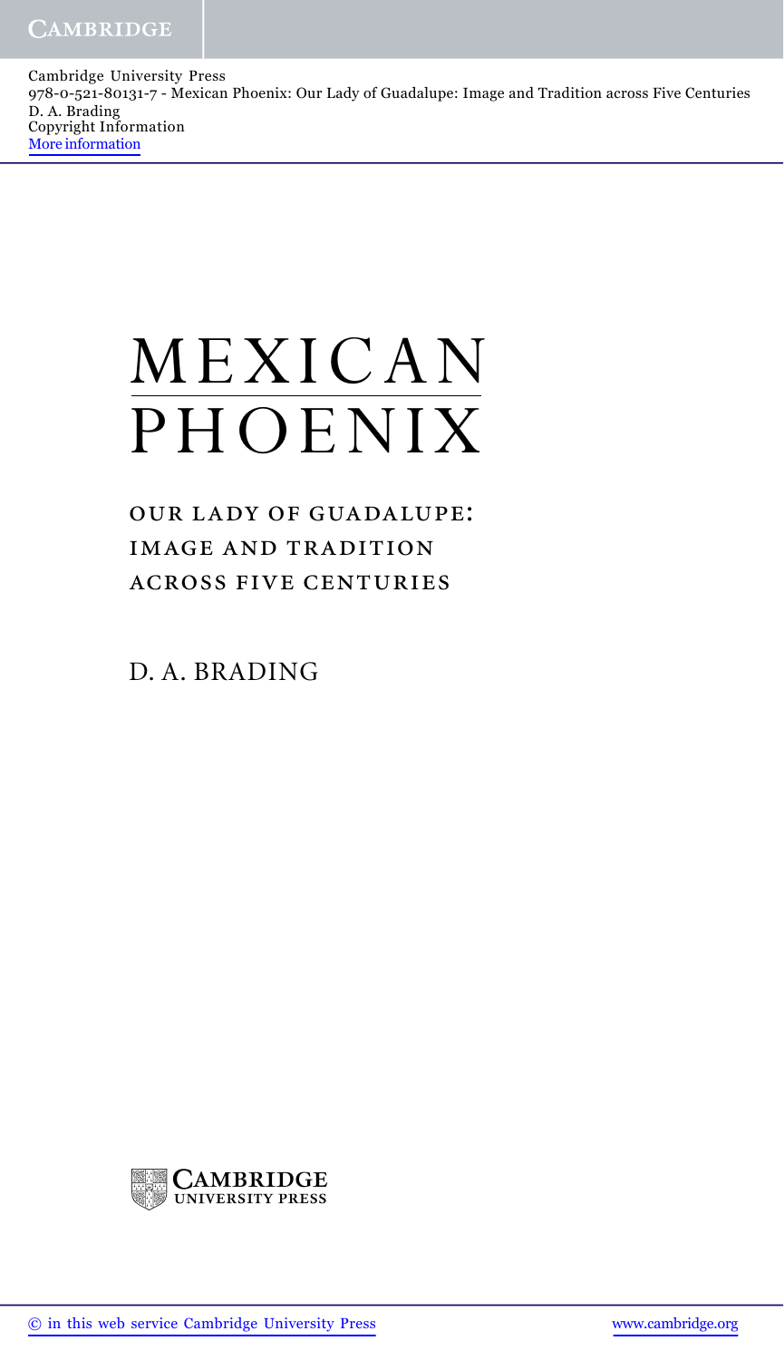Cambridge University Press
978-0-521-80131-7 - Mexican Phoenix: Our Lady of Guadalupe: Image and Tradition across Five Centuries
D. A. Brading
Copyright Information
More information

# MEXICAN PHOENIX

## OUR LADY OF GUADALUPE: IMAGE AND TRADITION ACROSS FIVE CENTURIES

D. A. BRADING

CAMBRIDGE UNIVERSITY PRESS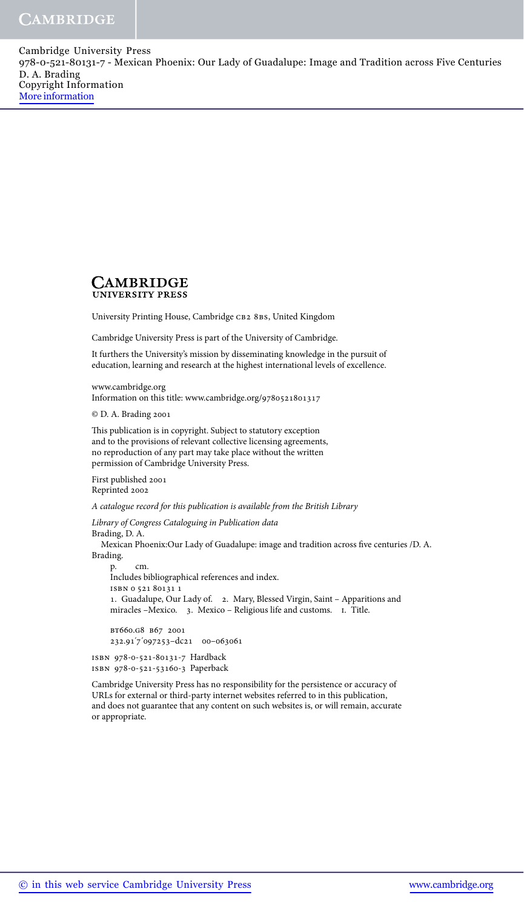**CAMBRIDGE**
**UNIVERSITY PRESS**

University Printing House, Cambridge CB2 8BS, United Kingdom

Cambridge University Press is part of the University of Cambridge.

It furthers the University's mission by disseminating knowledge in the pursuit of education, learning and research at the highest international levels of excellence.

www.cambridge.org
Information on this title: www.cambridge.org/9780521801317

© D. A. Brading 2001

This publication is in copyright. Subject to statutory exception and to the provisions of relevant collective licensing agreements, no reproduction of any part may take place without the written permission of Cambridge University Press.

First published 2001
Reprinted 2002

*A catalogue record for this publication is available from the British Library*

*Library of Congress Cataloguing in Publication data*
Brading, D. A.
Mexican Phoenix:Our Lady of Guadalupe: image and tradition across five centuries /D. A. Brading.
p. cm.
Includes bibliographical references and index.
ISBN 0 521 80131 1
1. Guadalupe, Our Lady of. 2. Mary, Blessed Virgin, Saint – Apparitions and miracles –Mexico. 3. Mexico – Religious life and customs. I. Title.

BT660.G8 B67 2001
232.91′7′097253–dc21 00–063061

ISBN 978-0-521-80131-7 Hardback
ISBN 978-0-521-53160-3 Paperback

Cambridge University Press has no responsibility for the persistence or accuracy of URLs for external or third-party internet websites referred to in this publication, and does not guarantee that any content on such websites is, or will remain, accurate or appropriate.